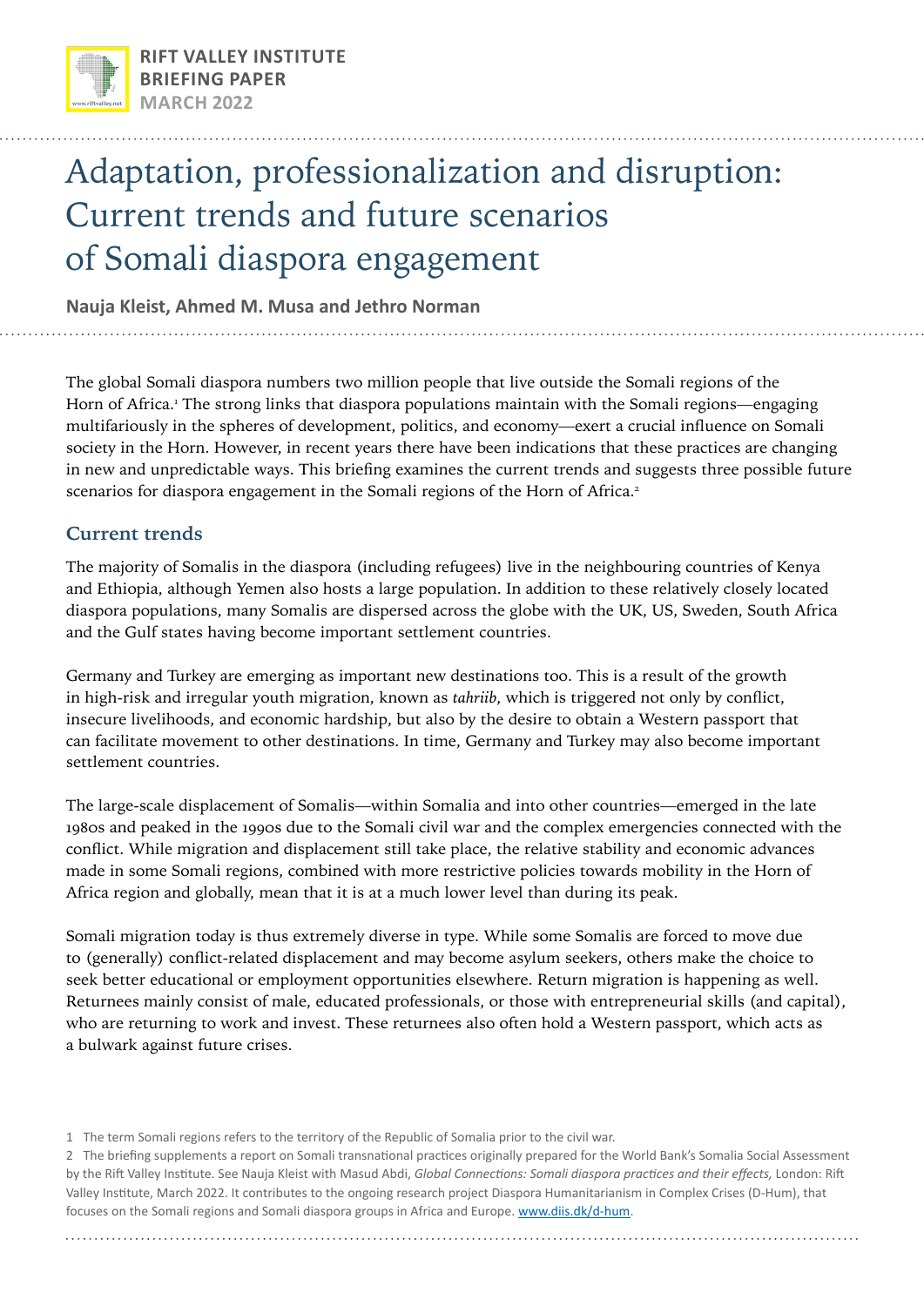RIFT VALLEY INSTITUTE
BRIEFING PAPER
MARCH 2022

# Adaptation, professionalization and disruption: Current trends and future scenarios of Somali diaspora engagement

**Nauja Kleist, Ahmed M. Musa and Jethro Norman**

The global Somali diaspora numbers two million people that live outside the Somali regions of the Horn of Africa.[1] The strong links that diaspora populations maintain with the Somali regions—engaging multifariously in the spheres of development, politics, and economy—exert a crucial influence on Somali society in the Horn. However, in recent years there have been indications that these practices are changing in new and unpredictable ways. This briefing examines the current trends and suggests three possible future scenarios for diaspora engagement in the Somali regions of the Horn of Africa.[2]

## Current trends

The majority of Somalis in the diaspora (including refugees) live in the neighbouring countries of Kenya and Ethiopia, although Yemen also hosts a large population. In addition to these relatively closely located diaspora populations, many Somalis are dispersed across the globe with the UK, US, Sweden, South Africa and the Gulf states having become important settlement countries.

Germany and Turkey are emerging as important new destinations too. This is a result of the growth in high-risk and irregular youth migration, known as *tahriib*, which is triggered not only by conflict, insecure livelihoods, and economic hardship, but also by the desire to obtain a Western passport that can facilitate movement to other destinations. In time, Germany and Turkey may also become important settlement countries.

The large-scale displacement of Somalis—within Somalia and into other countries—emerged in the late 1980s and peaked in the 1990s due to the Somali civil war and the complex emergencies connected with the conflict. While migration and displacement still take place, the relative stability and economic advances made in some Somali regions, combined with more restrictive policies towards mobility in the Horn of Africa region and globally, mean that it is at a much lower level than during its peak.

Somali migration today is thus extremely diverse in type. While some Somalis are forced to move due to (generally) conflict-related displacement and may become asylum seekers, others make the choice to seek better educational or employment opportunities elsewhere. Return migration is happening as well. Returnees mainly consist of male, educated professionals, or those with entrepreneurial skills (and capital), who are returning to work and invest. These returnees also often hold a Western passport, which acts as a bulwark against future crises.

1 The term Somali regions refers to the territory of the Republic of Somalia prior to the civil war.

2 The briefing supplements a report on Somali transnational practices originally prepared for the World Bank's Somalia Social Assessment by the Rift Valley Institute. See Nauja Kleist with Masud Abdi, *Global Connections: Somali diaspora practices and their effects,* London: Rift Valley Institute, March 2022. It contributes to the ongoing research project Diaspora Humanitarianism in Complex Crises (D-Hum), that focuses on the Somali regions and Somali diaspora groups in Africa and Europe. www.diis.dk/d-hum.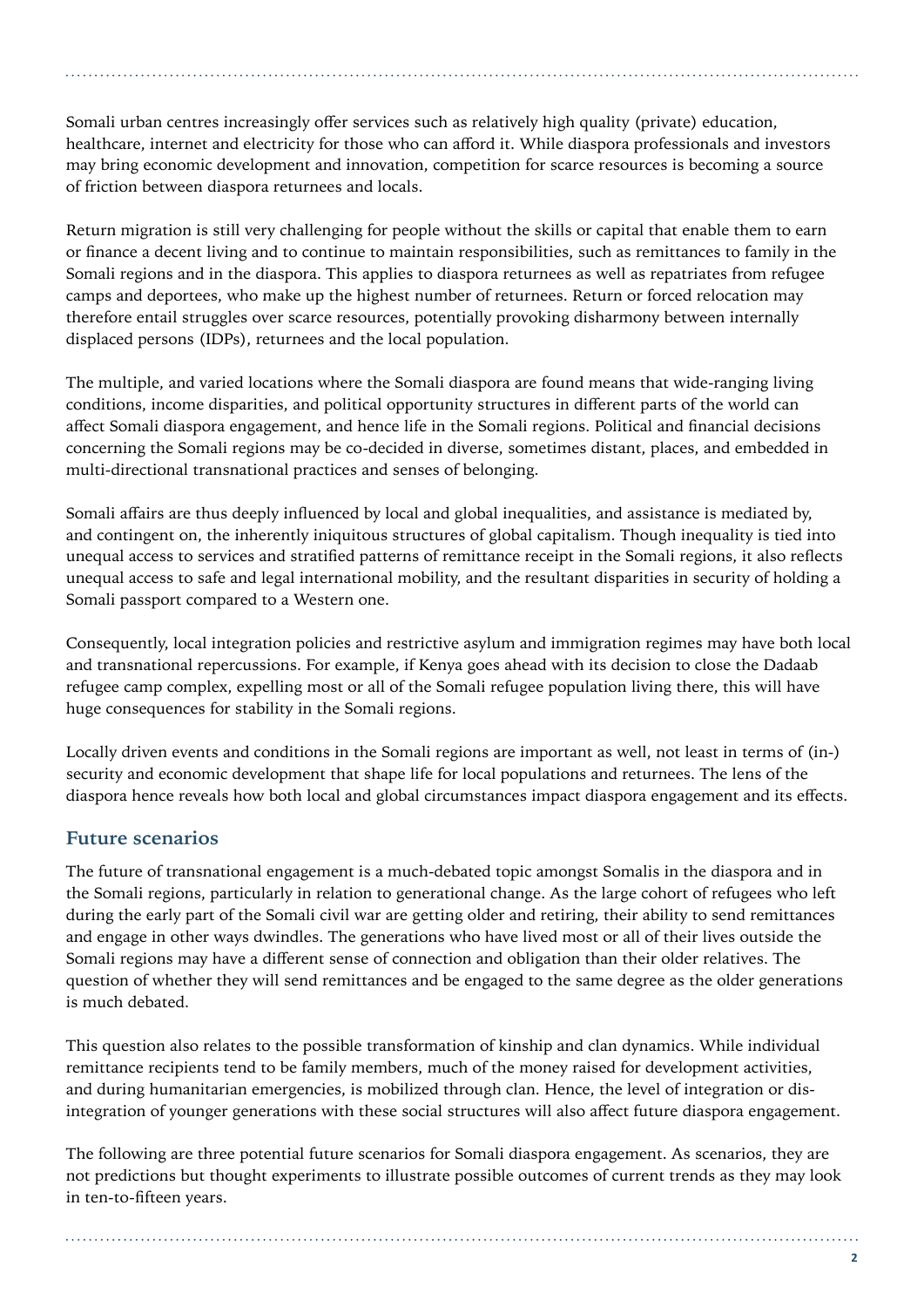Somali urban centres increasingly offer services such as relatively high quality (private) education, healthcare, internet and electricity for those who can afford it. While diaspora professionals and investors may bring economic development and innovation, competition for scarce resources is becoming a source of friction between diaspora returnees and locals.

Return migration is still very challenging for people without the skills or capital that enable them to earn or finance a decent living and to continue to maintain responsibilities, such as remittances to family in the Somali regions and in the diaspora. This applies to diaspora returnees as well as repatriates from refugee camps and deportees, who make up the highest number of returnees. Return or forced relocation may therefore entail struggles over scarce resources, potentially provoking disharmony between internally displaced persons (IDPs), returnees and the local population.

The multiple, and varied locations where the Somali diaspora are found means that wide-ranging living conditions, income disparities, and political opportunity structures in different parts of the world can affect Somali diaspora engagement, and hence life in the Somali regions. Political and financial decisions concerning the Somali regions may be co-decided in diverse, sometimes distant, places, and embedded in multi-directional transnational practices and senses of belonging.

Somali affairs are thus deeply influenced by local and global inequalities, and assistance is mediated by, and contingent on, the inherently iniquitous structures of global capitalism. Though inequality is tied into unequal access to services and stratified patterns of remittance receipt in the Somali regions, it also reflects unequal access to safe and legal international mobility, and the resultant disparities in security of holding a Somali passport compared to a Western one.

Consequently, local integration policies and restrictive asylum and immigration regimes may have both local and transnational repercussions. For example, if Kenya goes ahead with its decision to close the Dadaab refugee camp complex, expelling most or all of the Somali refugee population living there, this will have huge consequences for stability in the Somali regions.

Locally driven events and conditions in the Somali regions are important as well, not least in terms of (in-) security and economic development that shape life for local populations and returnees. The lens of the diaspora hence reveals how both local and global circumstances impact diaspora engagement and its effects.

## Future scenarios

The future of transnational engagement is a much-debated topic amongst Somalis in the diaspora and in the Somali regions, particularly in relation to generational change. As the large cohort of refugees who left during the early part of the Somali civil war are getting older and retiring, their ability to send remittances and engage in other ways dwindles. The generations who have lived most or all of their lives outside the Somali regions may have a different sense of connection and obligation than their older relatives. The question of whether they will send remittances and be engaged to the same degree as the older generations is much debated.

This question also relates to the possible transformation of kinship and clan dynamics. While individual remittance recipients tend to be family members, much of the money raised for development activities, and during humanitarian emergencies, is mobilized through clan. Hence, the level of integration or dis-integration of younger generations with these social structures will also affect future diaspora engagement.

The following are three potential future scenarios for Somali diaspora engagement. As scenarios, they are not predictions but thought experiments to illustrate possible outcomes of current trends as they may look in ten-to-fifteen years.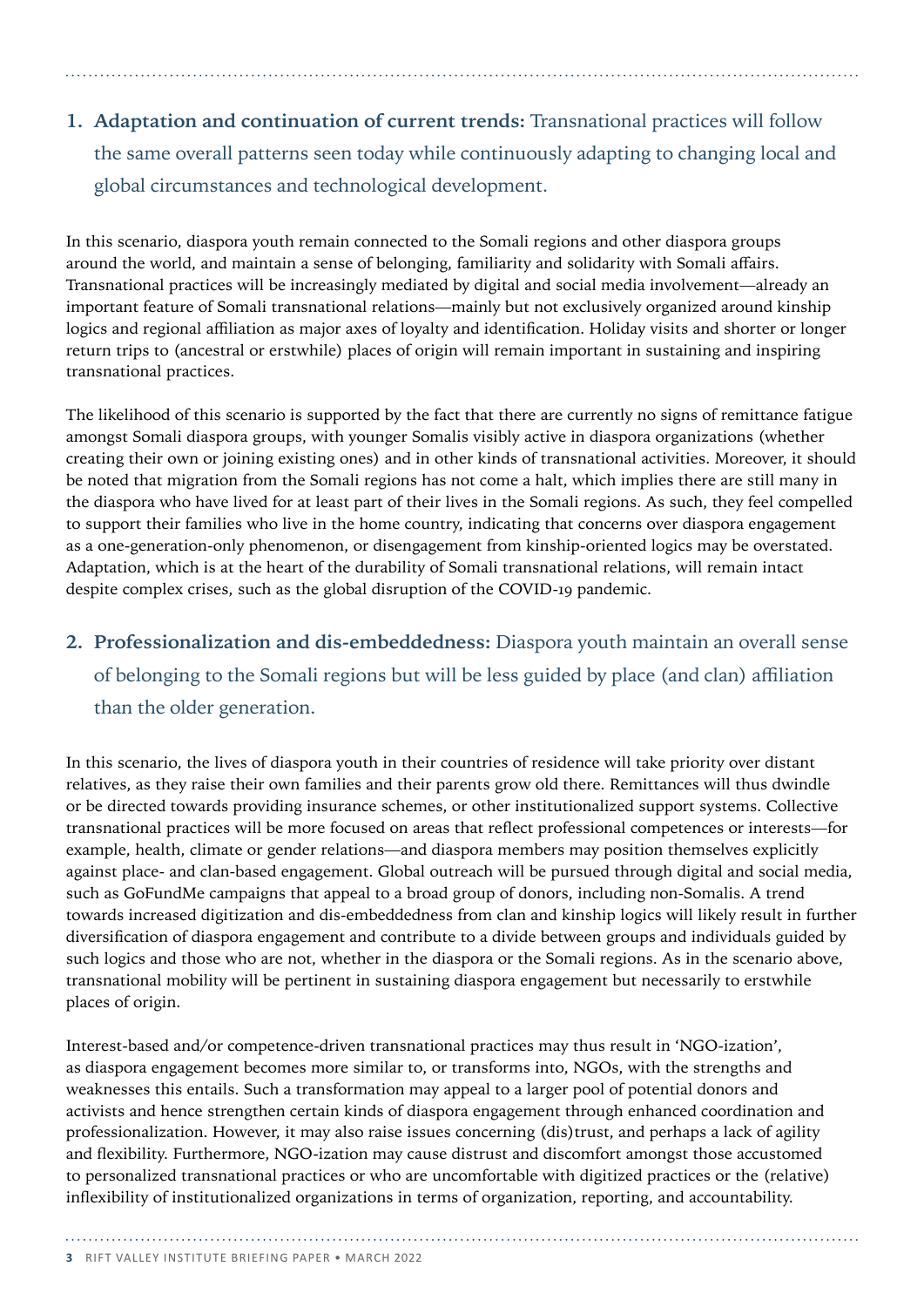1. **Adaptation and continuation of current trends:** Transnational practices will follow the same overall patterns seen today while continuously adapting to changing local and global circumstances and technological development.

In this scenario, diaspora youth remain connected to the Somali regions and other diaspora groups around the world, and maintain a sense of belonging, familiarity and solidarity with Somali affairs. Transnational practices will be increasingly mediated by digital and social media involvement—already an important feature of Somali transnational relations—mainly but not exclusively organized around kinship logics and regional affiliation as major axes of loyalty and identification. Holiday visits and shorter or longer return trips to (ancestral or erstwhile) places of origin will remain important in sustaining and inspiring transnational practices.

The likelihood of this scenario is supported by the fact that there are currently no signs of remittance fatigue amongst Somali diaspora groups, with younger Somalis visibly active in diaspora organizations (whether creating their own or joining existing ones) and in other kinds of transnational activities. Moreover, it should be noted that migration from the Somali regions has not come a halt, which implies there are still many in the diaspora who have lived for at least part of their lives in the Somali regions. As such, they feel compelled to support their families who live in the home country, indicating that concerns over diaspora engagement as a one-generation-only phenomenon, or disengagement from kinship-oriented logics may be overstated. Adaptation, which is at the heart of the durability of Somali transnational relations, will remain intact despite complex crises, such as the global disruption of the COVID-19 pandemic.

2. **Professionalization and dis-embeddedness:** Diaspora youth maintain an overall sense of belonging to the Somali regions but will be less guided by place (and clan) affiliation than the older generation.

In this scenario, the lives of diaspora youth in their countries of residence will take priority over distant relatives, as they raise their own families and their parents grow old there. Remittances will thus dwindle or be directed towards providing insurance schemes, or other institutionalized support systems. Collective transnational practices will be more focused on areas that reflect professional competences or interests—for example, health, climate or gender relations—and diaspora members may position themselves explicitly against place- and clan-based engagement. Global outreach will be pursued through digital and social media, such as GoFundMe campaigns that appeal to a broad group of donors, including non-Somalis. A trend towards increased digitization and dis-embeddedness from clan and kinship logics will likely result in further diversification of diaspora engagement and contribute to a divide between groups and individuals guided by such logics and those who are not, whether in the diaspora or the Somali regions. As in the scenario above, transnational mobility will be pertinent in sustaining diaspora engagement but necessarily to erstwhile places of origin.

Interest-based and/or competence-driven transnational practices may thus result in 'NGO-ization', as diaspora engagement becomes more similar to, or transforms into, NGOs, with the strengths and weaknesses this entails. Such a transformation may appeal to a larger pool of potential donors and activists and hence strengthen certain kinds of diaspora engagement through enhanced coordination and professionalization. However, it may also raise issues concerning (dis)trust, and perhaps a lack of agility and flexibility. Furthermore, NGO-ization may cause distrust and discomfort amongst those accustomed to personalized transnational practices or who are uncomfortable with digitized practices or the (relative) inflexibility of institutionalized organizations in terms of organization, reporting, and accountability.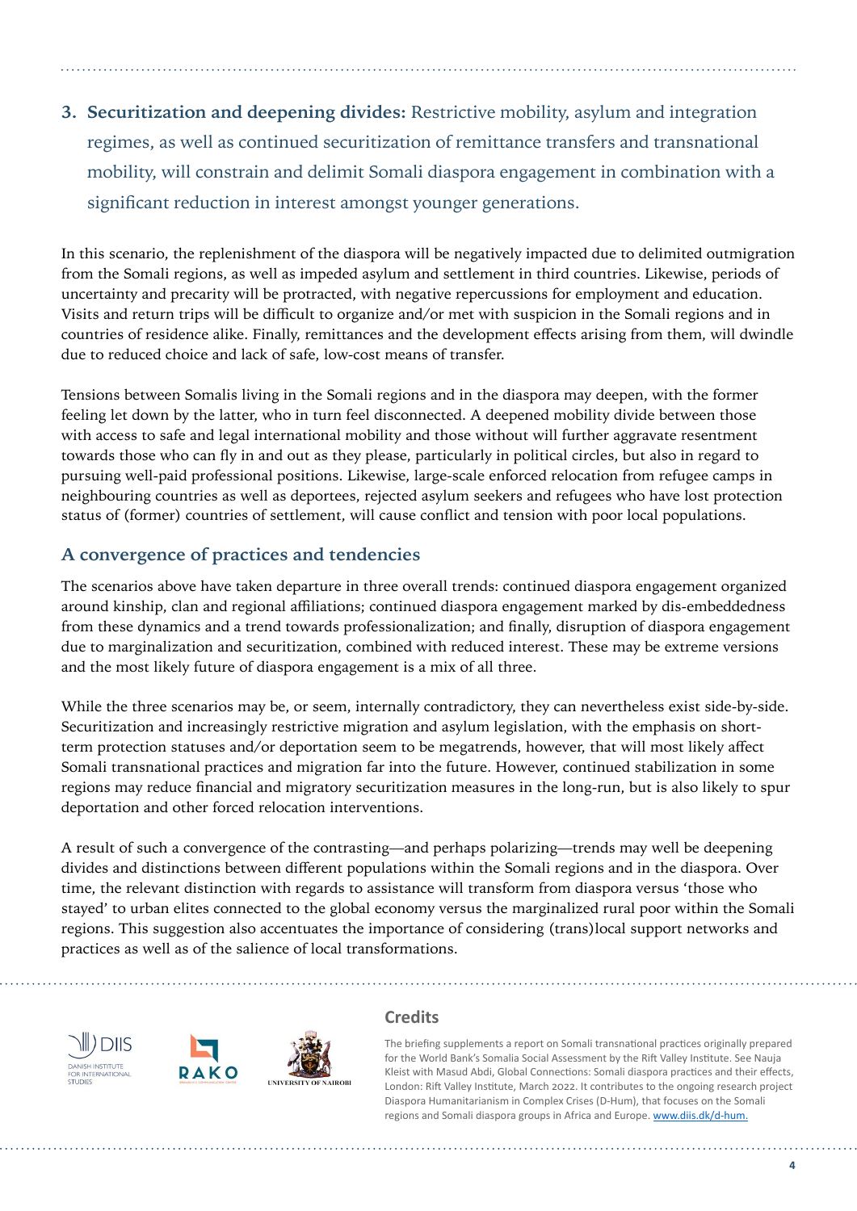3. **Securitization and deepening divides:** Restrictive mobility, asylum and integration regimes, as well as continued securitization of remittance transfers and transnational mobility, will constrain and delimit Somali diaspora engagement in combination with a significant reduction in interest amongst younger generations.

In this scenario, the replenishment of the diaspora will be negatively impacted due to delimited outmigration from the Somali regions, as well as impeded asylum and settlement in third countries. Likewise, periods of uncertainty and precarity will be protracted, with negative repercussions for employment and education. Visits and return trips will be difficult to organize and/or met with suspicion in the Somali regions and in countries of residence alike. Finally, remittances and the development effects arising from them, will dwindle due to reduced choice and lack of safe, low-cost means of transfer.

Tensions between Somalis living in the Somali regions and in the diaspora may deepen, with the former feeling let down by the latter, who in turn feel disconnected. A deepened mobility divide between those with access to safe and legal international mobility and those without will further aggravate resentment towards those who can fly in and out as they please, particularly in political circles, but also in regard to pursuing well-paid professional positions. Likewise, large-scale enforced relocation from refugee camps in neighbouring countries as well as deportees, rejected asylum seekers and refugees who have lost protection status of (former) countries of settlement, will cause conflict and tension with poor local populations.

## A convergence of practices and tendencies

The scenarios above have taken departure in three overall trends: continued diaspora engagement organized around kinship, clan and regional affiliations; continued diaspora engagement marked by dis-embeddedness from these dynamics and a trend towards professionalization; and finally, disruption of diaspora engagement due to marginalization and securitization, combined with reduced interest. These may be extreme versions and the most likely future of diaspora engagement is a mix of all three.

While the three scenarios may be, or seem, internally contradictory, they can nevertheless exist side-by-side. Securitization and increasingly restrictive migration and asylum legislation, with the emphasis on short-term protection statuses and/or deportation seem to be megatrends, however, that will most likely affect Somali transnational practices and migration far into the future. However, continued stabilization in some regions may reduce financial and migratory securitization measures in the long-run, but is also likely to spur deportation and other forced relocation interventions.

A result of such a convergence of the contrasting—and perhaps polarizing—trends may well be deepening divides and distinctions between different populations within the Somali regions and in the diaspora. Over time, the relevant distinction with regards to assistance will transform from diaspora versus 'those who stayed' to urban elites connected to the global economy versus the marginalized rural poor within the Somali regions. This suggestion also accentuates the importance of considering (trans)local support networks and practices as well as of the salience of local transformations.

DIIS DANISH INSTITUTE FOR INTERNATIONAL STUDIES

RAKO

UNIVERSITY OF NAIROBI

### Credits

The briefing supplements a report on Somali transnational practices originally prepared for the World Bank's Somalia Social Assessment by the Rift Valley Institute. See Nauja Kleist with Masud Abdi, Global Connections: Somali diaspora practices and their effects, London: Rift Valley Institute, March 2022. It contributes to the ongoing research project Diaspora Humanitarianism in Complex Crises (D-Hum), that focuses on the Somali regions and Somali diaspora groups in Africa and Europe. www.diis.dk/d-hum.